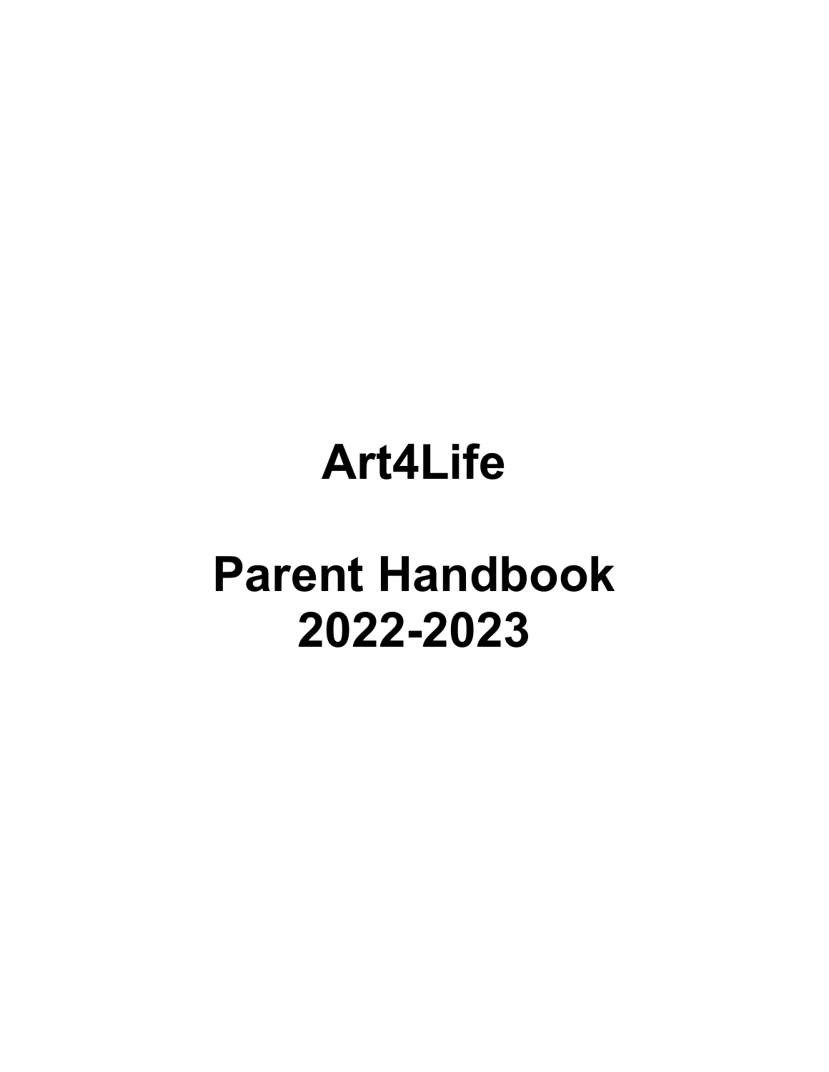# Art4Life

# Parent Handbook 2022-2023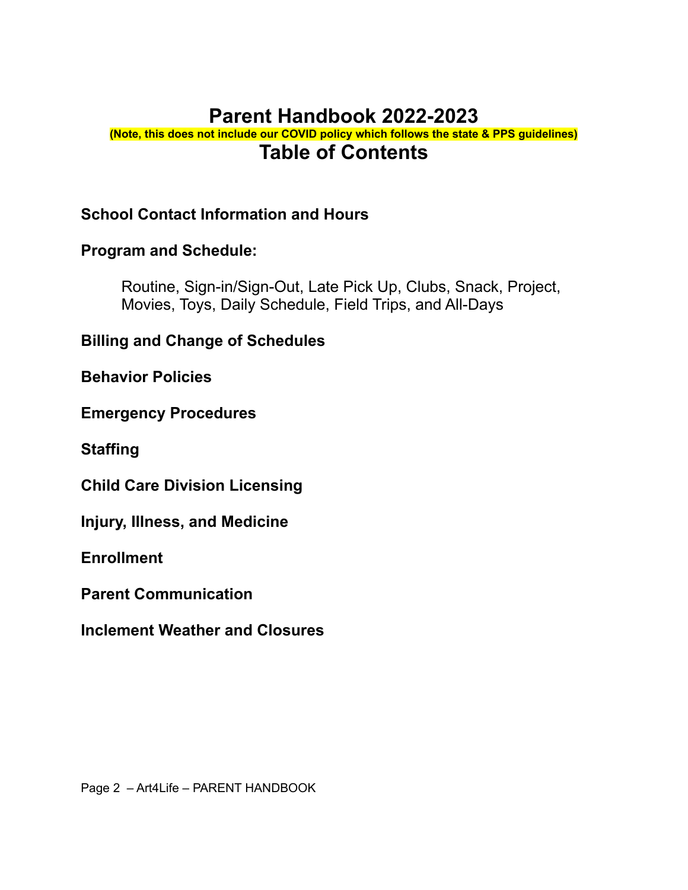# Parent Handbook 2022-2023

**(Note, this does not include our COVID policy which follows the state & PPS guidelines)**

# Table of Contents

**School Contact Information and Hours**

**Program and Schedule:**

Routine, Sign-in/Sign-Out, Late Pick Up, Clubs, Snack, Project, Movies, Toys, Daily Schedule, Field Trips, and All-Days

**Billing and Change of Schedules**

**Behavior Policies**

**Emergency Procedures**

**Staffing**

**Child Care Division Licensing**

**Injury, Illness, and Medicine**

**Enrollment**

**Parent Communication**

**Inclement Weather and Closures**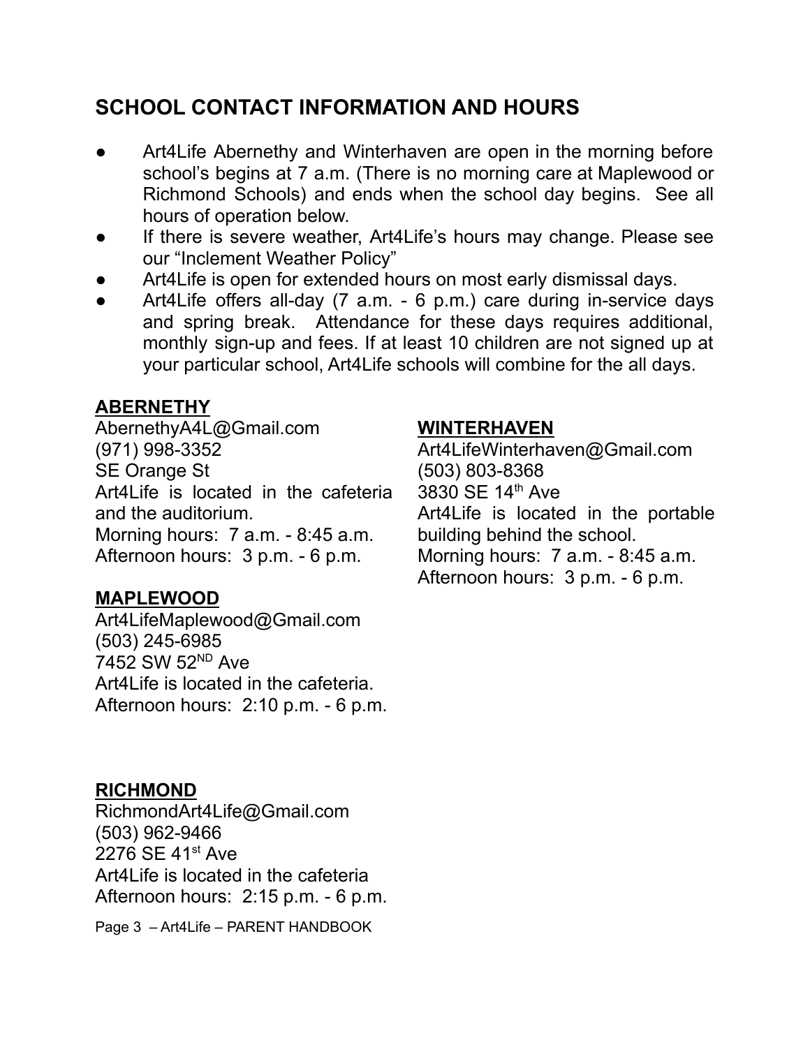## SCHOOL CONTACT INFORMATION AND HOURS

- Art4Life Abernethy and Winterhaven are open in the morning before school's begins at 7 a.m. (There is no morning care at Maplewood or Richmond Schools) and ends when the school day begins. See all hours of operation below.
- If there is severe weather, Art4Life's hours may change. Please see our "Inclement Weather Policy"
- Art4Life is open for extended hours on most early dismissal days.
- Art4Life offers all-day (7 a.m. - 6 p.m.) care during in-service days and spring break. Attendance for these days requires additional, monthly sign-up and fees. If at least 10 children are not signed up at your particular school, Art4Life schools will combine for the all days.

**ABERNETHY**
AbernethyA4L@Gmail.com
(971) 998-3352
SE Orange St
Art4Life is located in the cafeteria and the auditorium.
Morning hours: 7 a.m. - 8:45 a.m.
Afternoon hours: 3 p.m. - 6 p.m.

**MAPLEWOOD**
Art4LifeMaplewood@Gmail.com
(503) 245-6985
7452 SW 52ND Ave
Art4Life is located in the cafeteria.
Afternoon hours: 2:10 p.m. - 6 p.m.

**WINTERHAVEN**
Art4LifeWinterhaven@Gmail.com
(503) 803-8368
3830 SE 14th Ave
Art4Life is located in the portable building behind the school.
Morning hours: 7 a.m. - 8:45 a.m.
Afternoon hours: 3 p.m. - 6 p.m.

**RICHMOND**
RichmondArt4Life@Gmail.com
(503) 962-9466
2276 SE 41st Ave
Art4Life is located in the cafeteria
Afternoon hours: 2:15 p.m. - 6 p.m.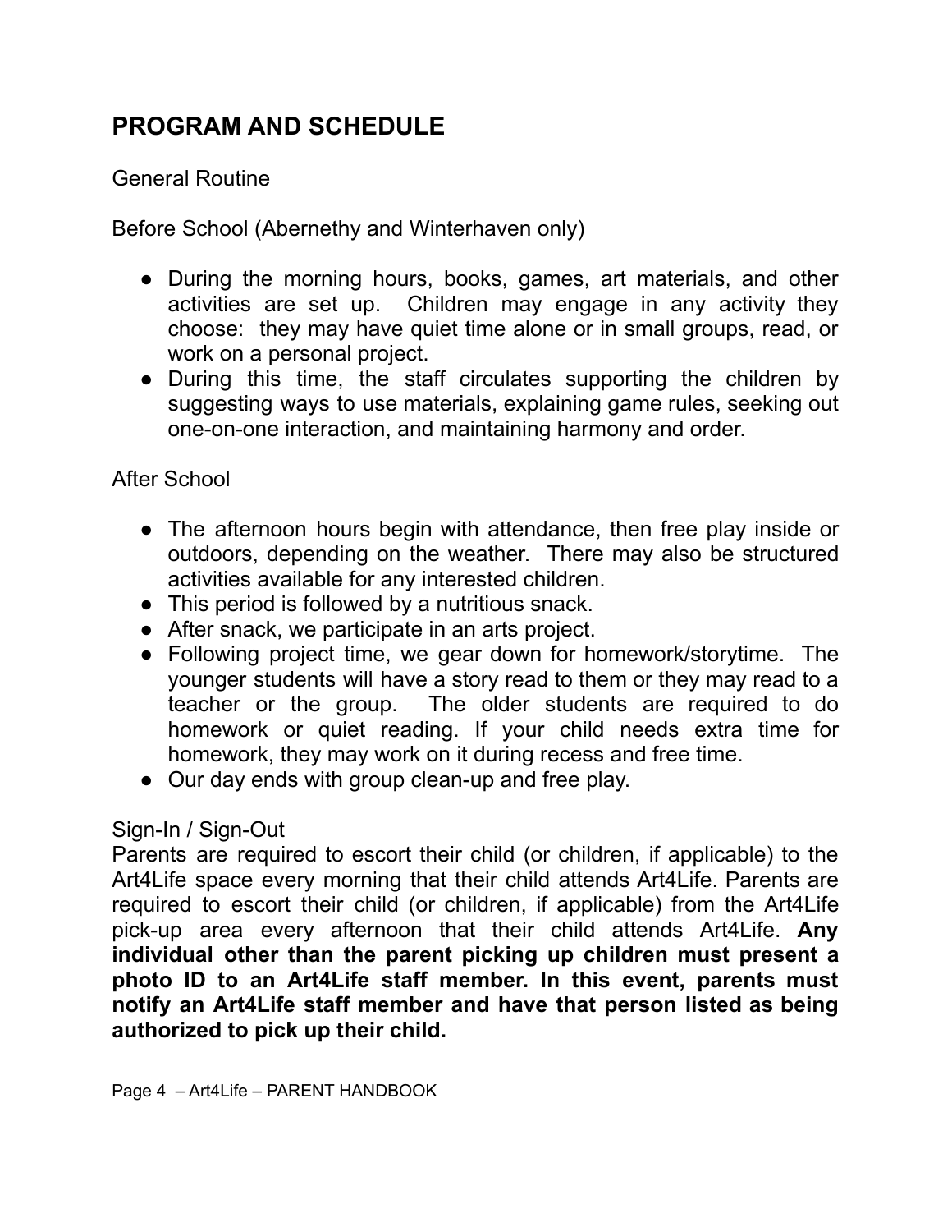## PROGRAM AND SCHEDULE

General Routine

Before School (Abernethy and Winterhaven only)

- During the morning hours, books, games, art materials, and other activities are set up. Children may engage in any activity they choose: they may have quiet time alone or in small groups, read, or work on a personal project.
- During this time, the staff circulates supporting the children by suggesting ways to use materials, explaining game rules, seeking out one-on-one interaction, and maintaining harmony and order.

After School

- The afternoon hours begin with attendance, then free play inside or outdoors, depending on the weather. There may also be structured activities available for any interested children.
- This period is followed by a nutritious snack.
- After snack, we participate in an arts project.
- Following project time, we gear down for homework/storytime. The younger students will have a story read to them or they may read to a teacher or the group. The older students are required to do homework or quiet reading. If your child needs extra time for homework, they may work on it during recess and free time.
- Our day ends with group clean-up and free play.

Sign-In / Sign-Out

Parents are required to escort their child (or children, if applicable) to the Art4Life space every morning that their child attends Art4Life. Parents are required to escort their child (or children, if applicable) from the Art4Life pick-up area every afternoon that their child attends Art4Life. **Any individual other than the parent picking up children must present a photo ID to an Art4Life staff member. In this event, parents must notify an Art4Life staff member and have that person listed as being authorized to pick up their child.**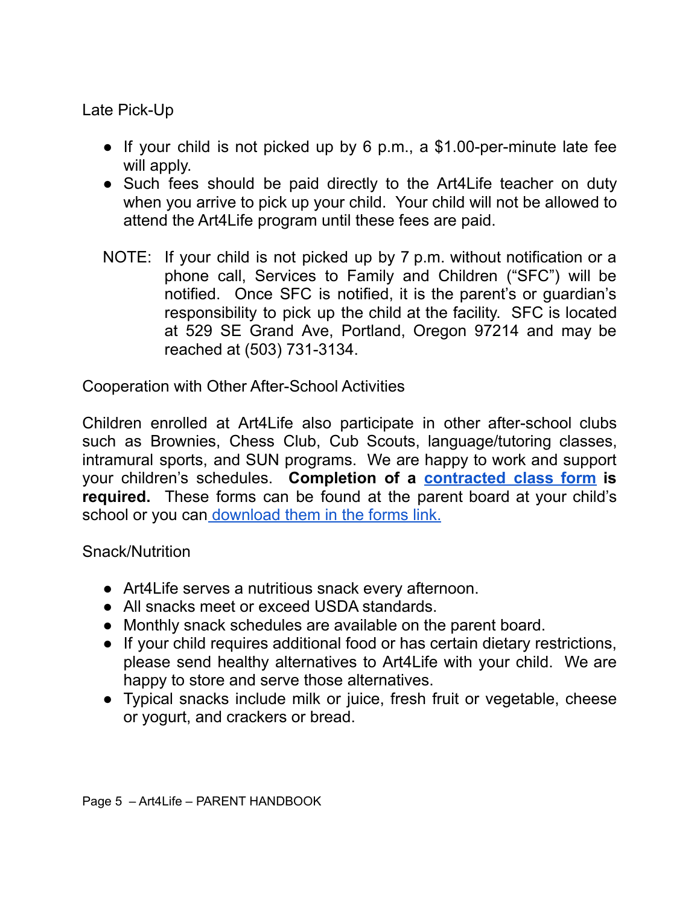## Late Pick-Up

- If your child is not picked up by 6 p.m., a $1.00-per-minute late fee will apply.
- Such fees should be paid directly to the Art4Life teacher on duty when you arrive to pick up your child. Your child will not be allowed to attend the Art4Life program until these fees are paid.

NOTE: If your child is not picked up by 7 p.m. without notification or a phone call, Services to Family and Children ("SFC") will be notified. Once SFC is notified, it is the parent's or guardian's responsibility to pick up the child at the facility. SFC is located at 529 SE Grand Ave, Portland, Oregon 97214 and may be reached at (503) 731-3134.

## Cooperation with Other After-School Activities

Children enrolled at Art4Life also participate in other after-school clubs such as Brownies, Chess Club, Cub Scouts, language/tutoring classes, intramural sports, and SUN programs. We are happy to work and support your children's schedules. **Completion of a contracted class form is required.** These forms can be found at the parent board at your child's school or you can download them in the forms link.

## Snack/Nutrition

- Art4Life serves a nutritious snack every afternoon.
- All snacks meet or exceed USDA standards.
- Monthly snack schedules are available on the parent board.
- If your child requires additional food or has certain dietary restrictions, please send healthy alternatives to Art4Life with your child. We are happy to store and serve those alternatives.
- Typical snacks include milk or juice, fresh fruit or vegetable, cheese or yogurt, and crackers or bread.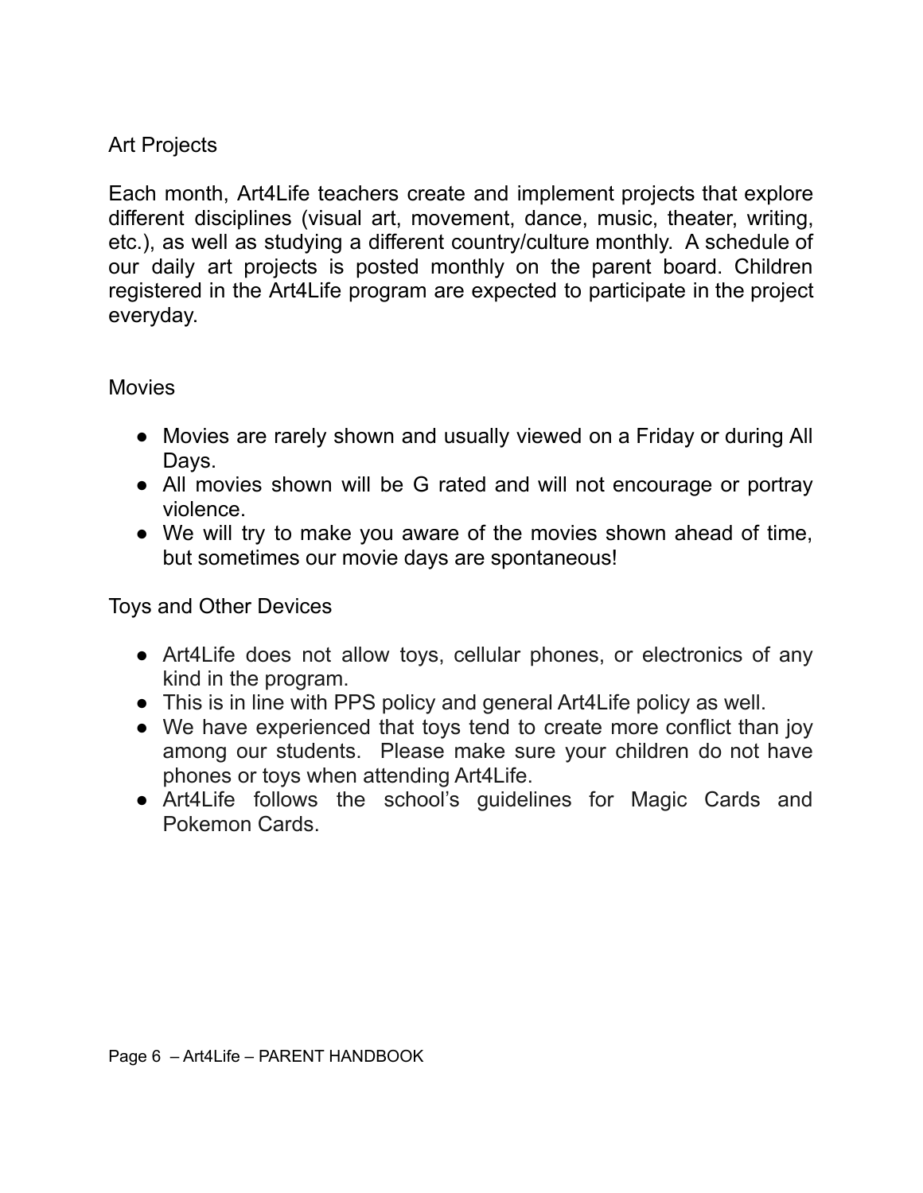## Art Projects

Each month, Art4Life teachers create and implement projects that explore different disciplines (visual art, movement, dance, music, theater, writing, etc.), as well as studying a different country/culture monthly. A schedule of our daily art projects is posted monthly on the parent board. Children registered in the Art4Life program are expected to participate in the project everyday.

## Movies

- Movies are rarely shown and usually viewed on a Friday or during All Days.
- All movies shown will be G rated and will not encourage or portray violence.
- We will try to make you aware of the movies shown ahead of time, but sometimes our movie days are spontaneous!

## Toys and Other Devices

- Art4Life does not allow toys, cellular phones, or electronics of any kind in the program.
- This is in line with PPS policy and general Art4Life policy as well.
- We have experienced that toys tend to create more conflict than joy among our students. Please make sure your children do not have phones or toys when attending Art4Life.
- Art4Life follows the school's guidelines for Magic Cards and Pokemon Cards.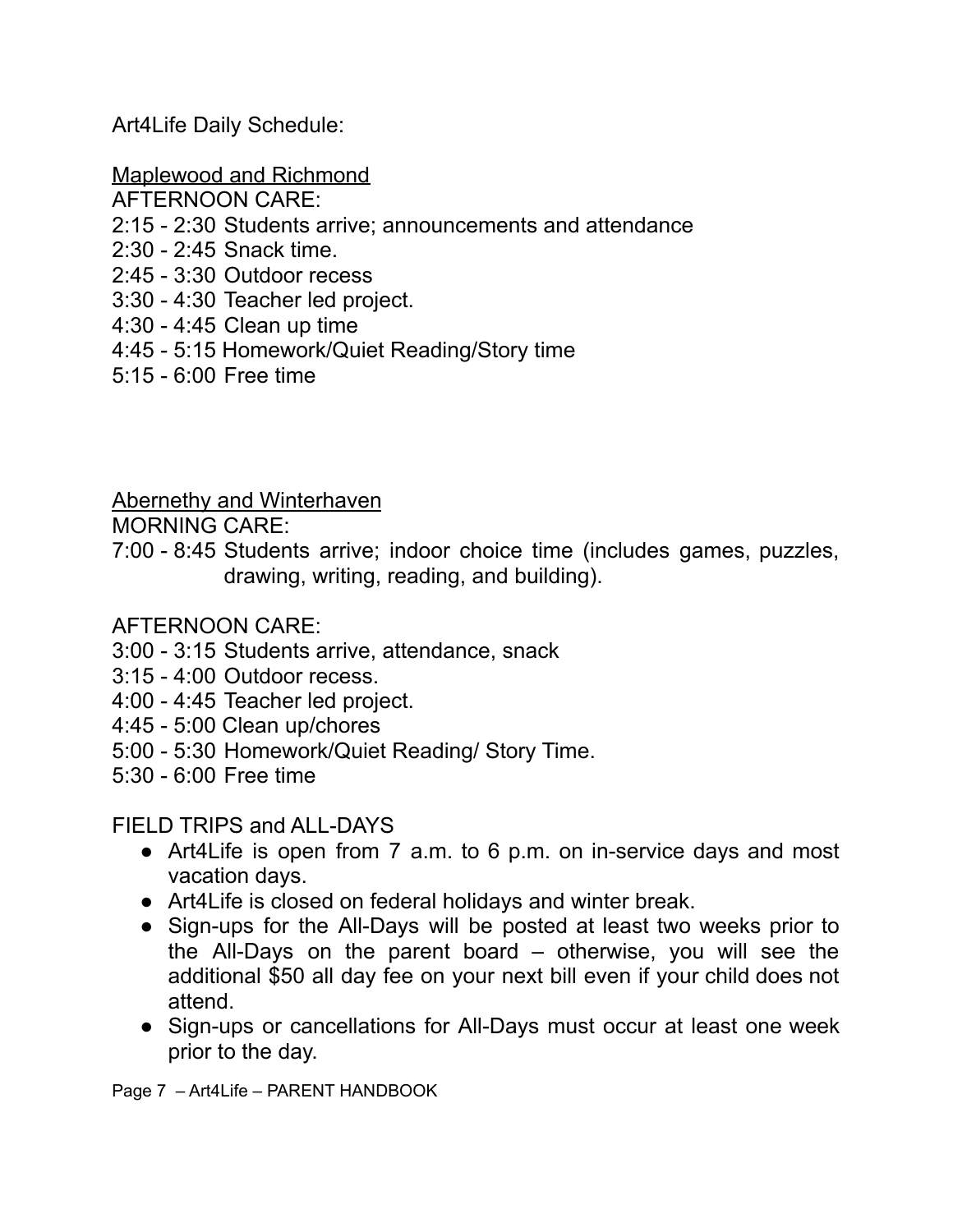Art4Life Daily Schedule:

<u>Maplewood and Richmond</u>

AFTERNOON CARE:

2:15 - 2:30 Students arrive; announcements and attendance
2:30 - 2:45 Snack time.
2:45 - 3:30 Outdoor recess
3:30 - 4:30 Teacher led project.
4:30 - 4:45 Clean up time
4:45 - 5:15 Homework/Quiet Reading/Story time
5:15 - 6:00 Free time

<u>Abernethy and Winterhaven</u>

MORNING CARE:

7:00 - 8:45 Students arrive; indoor choice time (includes games, puzzles, drawing, writing, reading, and building).

AFTERNOON CARE:

3:00 - 3:15 Students arrive, attendance, snack
3:15 - 4:00 Outdoor recess.
4:00 - 4:45 Teacher led project.
4:45 - 5:00 Clean up/chores
5:00 - 5:30 Homework/Quiet Reading/ Story Time.
5:30 - 6:00 Free time

FIELD TRIPS and ALL-DAYS

- Art4Life is open from 7 a.m. to 6 p.m. on in-service days and most vacation days.
- Art4Life is closed on federal holidays and winter break.
- Sign-ups for the All-Days will be posted at least two weeks prior to the All-Days on the parent board – otherwise, you will see the additional $50 all day fee on your next bill even if your child does not attend.
- Sign-ups or cancellations for All-Days must occur at least one week prior to the day.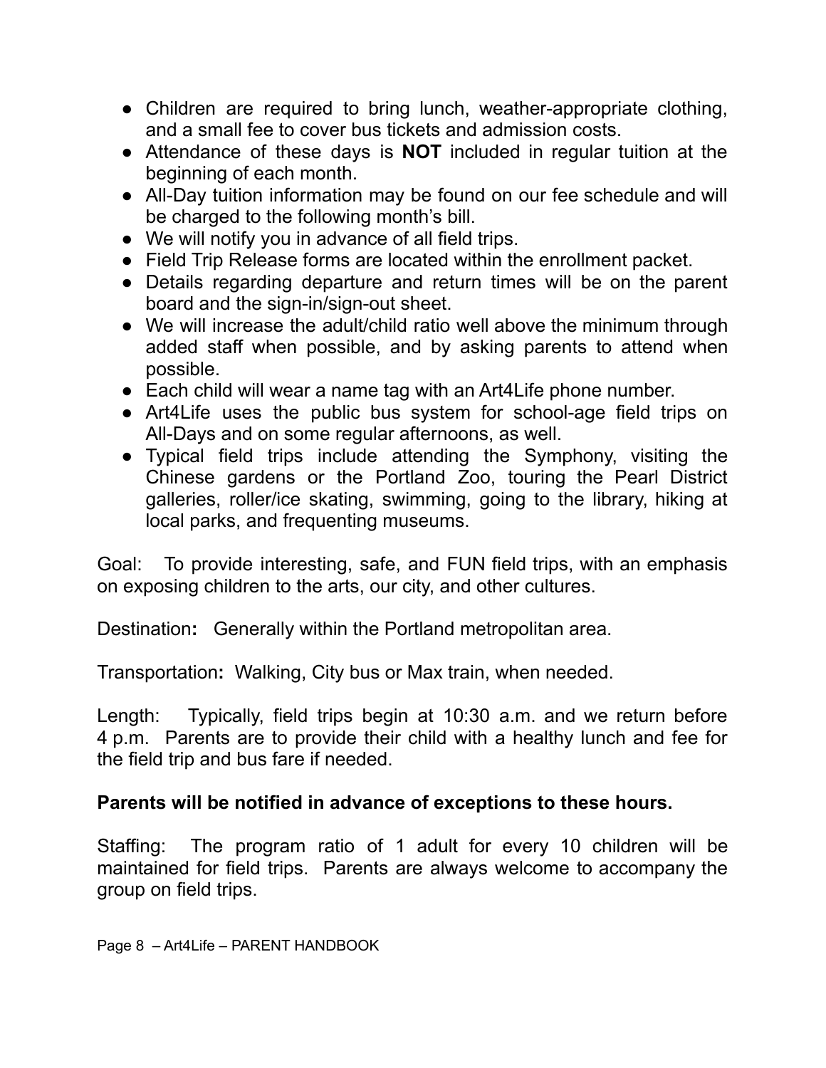- Children are required to bring lunch, weather-appropriate clothing, and a small fee to cover bus tickets and admission costs.
- Attendance of these days is **NOT** included in regular tuition at the beginning of each month.
- All-Day tuition information may be found on our fee schedule and will be charged to the following month's bill.
- We will notify you in advance of all field trips.
- Field Trip Release forms are located within the enrollment packet.
- Details regarding departure and return times will be on the parent board and the sign-in/sign-out sheet.
- We will increase the adult/child ratio well above the minimum through added staff when possible, and by asking parents to attend when possible.
- Each child will wear a name tag with an Art4Life phone number.
- Art4Life uses the public bus system for school-age field trips on All-Days and on some regular afternoons, as well.
- Typical field trips include attending the Symphony, visiting the Chinese gardens or the Portland Zoo, touring the Pearl District galleries, roller/ice skating, swimming, going to the library, hiking at local parks, and frequenting museums.

Goal: To provide interesting, safe, and FUN field trips, with an emphasis on exposing children to the arts, our city, and other cultures.

Destination**:** Generally within the Portland metropolitan area.

Transportation**:** Walking, City bus or Max train, when needed.

Length: Typically, field trips begin at 10:30 a.m. and we return before 4 p.m. Parents are to provide their child with a healthy lunch and fee for the field trip and bus fare if needed.

**Parents will be notified in advance of exceptions to these hours.**

Staffing: The program ratio of 1 adult for every 10 children will be maintained for field trips. Parents are always welcome to accompany the group on field trips.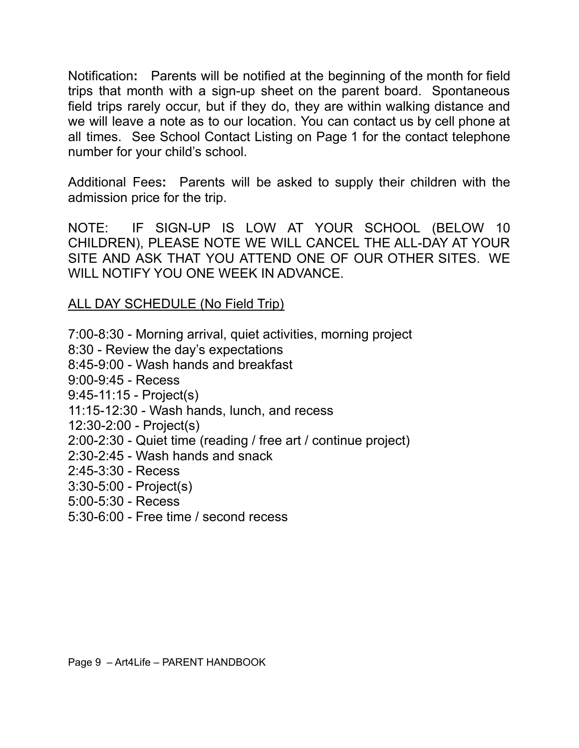Notification**:** Parents will be notified at the beginning of the month for field trips that month with a sign-up sheet on the parent board. Spontaneous field trips rarely occur, but if they do, they are within walking distance and we will leave a note as to our location. You can contact us by cell phone at all times. See School Contact Listing on Page 1 for the contact telephone number for your child's school.

Additional Fees**:** Parents will be asked to supply their children with the admission price for the trip.

NOTE: IF SIGN-UP IS LOW AT YOUR SCHOOL (BELOW 10 CHILDREN), PLEASE NOTE WE WILL CANCEL THE ALL-DAY AT YOUR SITE AND ASK THAT YOU ATTEND ONE OF OUR OTHER SITES. WE WILL NOTIFY YOU ONE WEEK IN ADVANCE.

<u>ALL DAY SCHEDULE (No Field Trip)</u>

7:00-8:30 - Morning arrival, quiet activities, morning project
8:30 - Review the day's expectations
8:45-9:00 - Wash hands and breakfast
9:00-9:45 - Recess
9:45-11:15 - Project(s)
11:15-12:30 - Wash hands, lunch, and recess
12:30-2:00 - Project(s)
2:00-2:30 - Quiet time (reading / free art / continue project)
2:30-2:45 - Wash hands and snack
2:45-3:30 - Recess
3:30-5:00 - Project(s)
5:00-5:30 - Recess
5:30-6:00 - Free time / second recess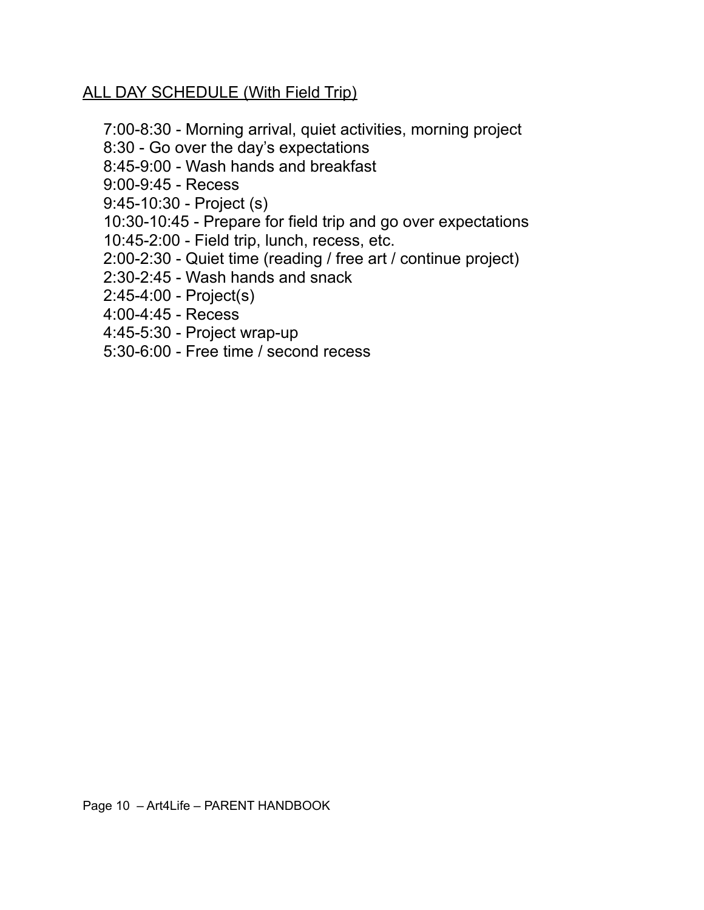## ALL DAY SCHEDULE (With Field Trip)

7:00-8:30 - Morning arrival, quiet activities, morning project
8:30 - Go over the day's expectations
8:45-9:00 - Wash hands and breakfast
9:00-9:45 - Recess
9:45-10:30 - Project (s)
10:30-10:45 - Prepare for field trip and go over expectations
10:45-2:00 - Field trip, lunch, recess, etc.
2:00-2:30 - Quiet time (reading / free art / continue project)
2:30-2:45 - Wash hands and snack
2:45-4:00 - Project(s)
4:00-4:45 - Recess
4:45-5:30 - Project wrap-up
5:30-6:00 - Free time / second recess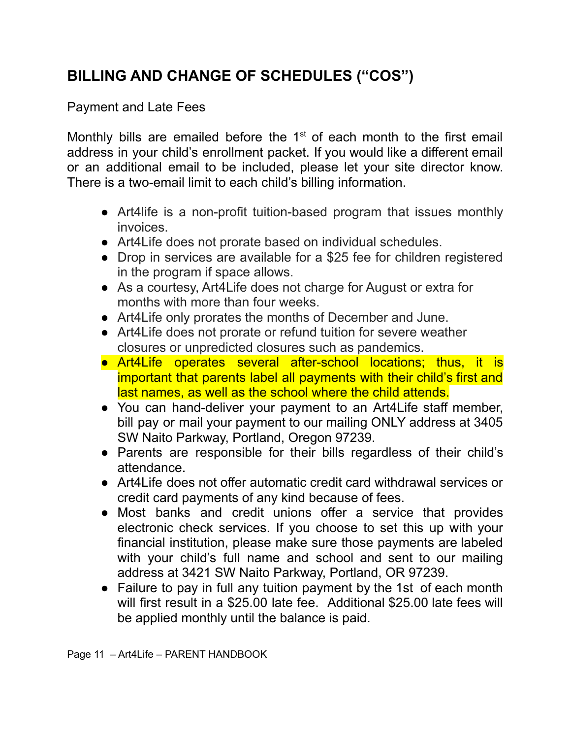## BILLING AND CHANGE OF SCHEDULES ("COS")

Payment and Late Fees

Monthly bills are emailed before the 1st of each month to the first email address in your child's enrollment packet. If you would like a different email or an additional email to be included, please let your site director know. There is a two-email limit to each child's billing information.

- Art4life is a non-profit tuition-based program that issues monthly invoices.
- Art4Life does not prorate based on individual schedules.
- Drop in services are available for a $25 fee for children registered in the program if space allows.
- As a courtesy, Art4Life does not charge for August or extra for months with more than four weeks.
- Art4Life only prorates the months of December and June.
- Art4Life does not prorate or refund tuition for severe weather closures or unpredicted closures such as pandemics.
- Art4Life operates several after-school locations; thus, it is important that parents label all payments with their child's first and last names, as well as the school where the child attends.
- You can hand-deliver your payment to an Art4Life staff member, bill pay or mail your payment to our mailing ONLY address at 3405 SW Naito Parkway, Portland, Oregon 97239.
- Parents are responsible for their bills regardless of their child's attendance.
- Art4Life does not offer automatic credit card withdrawal services or credit card payments of any kind because of fees.
- Most banks and credit unions offer a service that provides electronic check services. If you choose to set this up with your financial institution, please make sure those payments are labeled with your child's full name and school and sent to our mailing address at 3421 SW Naito Parkway, Portland, OR 97239.
- Failure to pay in full any tuition payment by the 1st of each month will first result in a $25.00 late fee. Additional $25.00 late fees will be applied monthly until the balance is paid.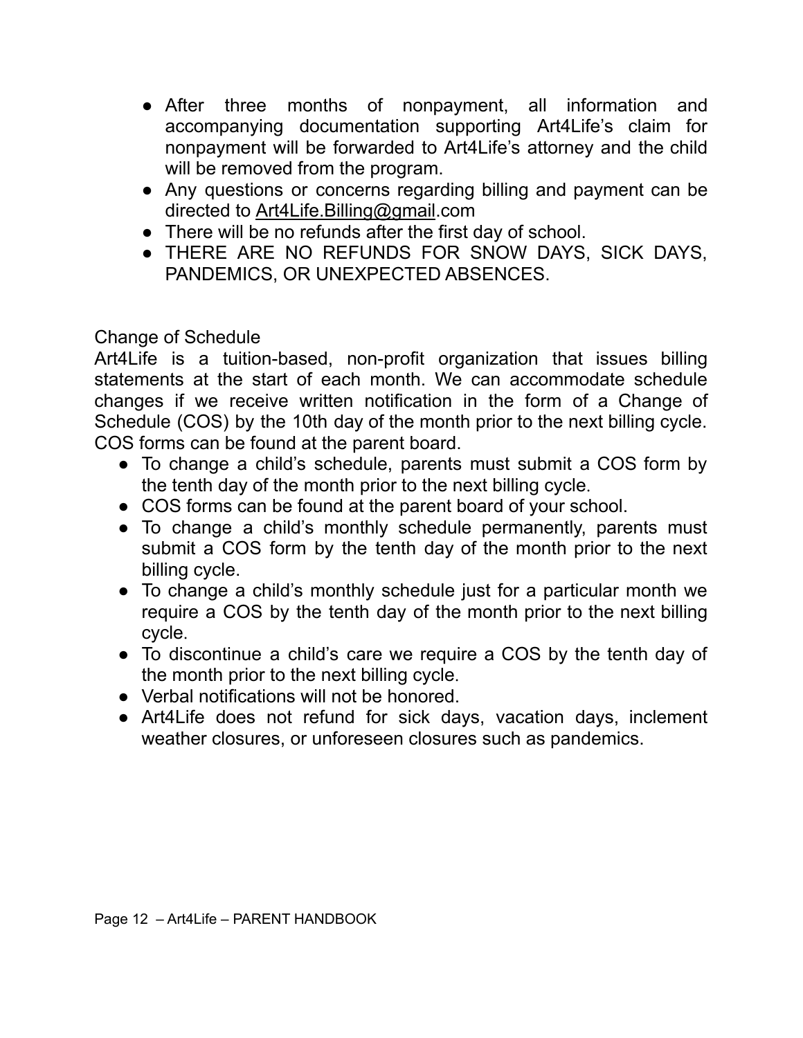- After three months of nonpayment, all information and accompanying documentation supporting Art4Life's claim for nonpayment will be forwarded to Art4Life's attorney and the child will be removed from the program.
- Any questions or concerns regarding billing and payment can be directed to Art4Life.Billing@gmail.com
- There will be no refunds after the first day of school.
- THERE ARE NO REFUNDS FOR SNOW DAYS, SICK DAYS, PANDEMICS, OR UNEXPECTED ABSENCES.

## Change of Schedule

Art4Life is a tuition-based, non-profit organization that issues billing statements at the start of each month. We can accommodate schedule changes if we receive written notification in the form of a Change of Schedule (COS) by the 10th day of the month prior to the next billing cycle. COS forms can be found at the parent board.

- To change a child's schedule, parents must submit a COS form by the tenth day of the month prior to the next billing cycle.
- COS forms can be found at the parent board of your school.
- To change a child's monthly schedule permanently, parents must submit a COS form by the tenth day of the month prior to the next billing cycle.
- To change a child's monthly schedule just for a particular month we require a COS by the tenth day of the month prior to the next billing cycle.
- To discontinue a child's care we require a COS by the tenth day of the month prior to the next billing cycle.
- Verbal notifications will not be honored.
- Art4Life does not refund for sick days, vacation days, inclement weather closures, or unforeseen closures such as pandemics.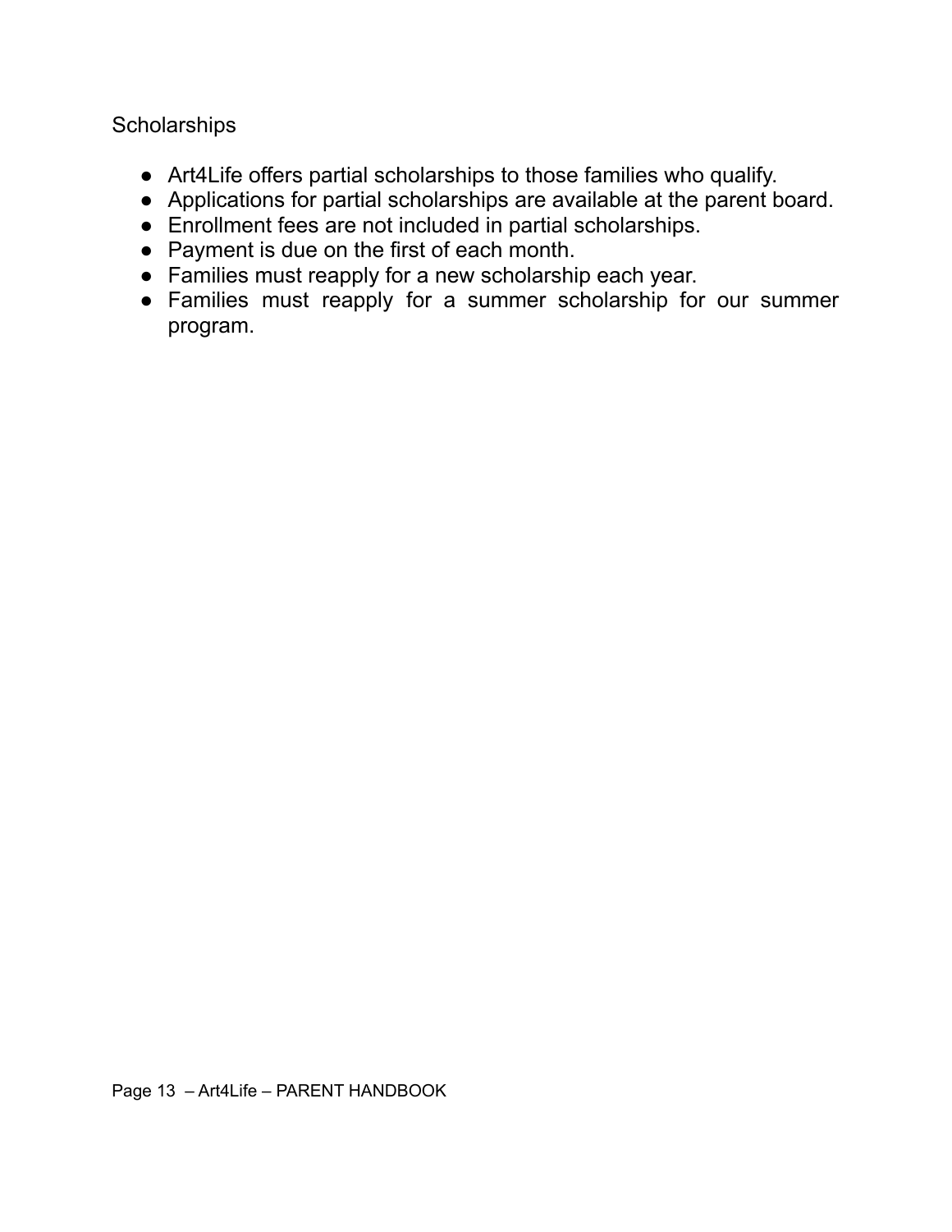## Scholarships

- Art4Life offers partial scholarships to those families who qualify.
- Applications for partial scholarships are available at the parent board.
- Enrollment fees are not included in partial scholarships.
- Payment is due on the first of each month.
- Families must reapply for a new scholarship each year.
- Families must reapply for a summer scholarship for our summer program.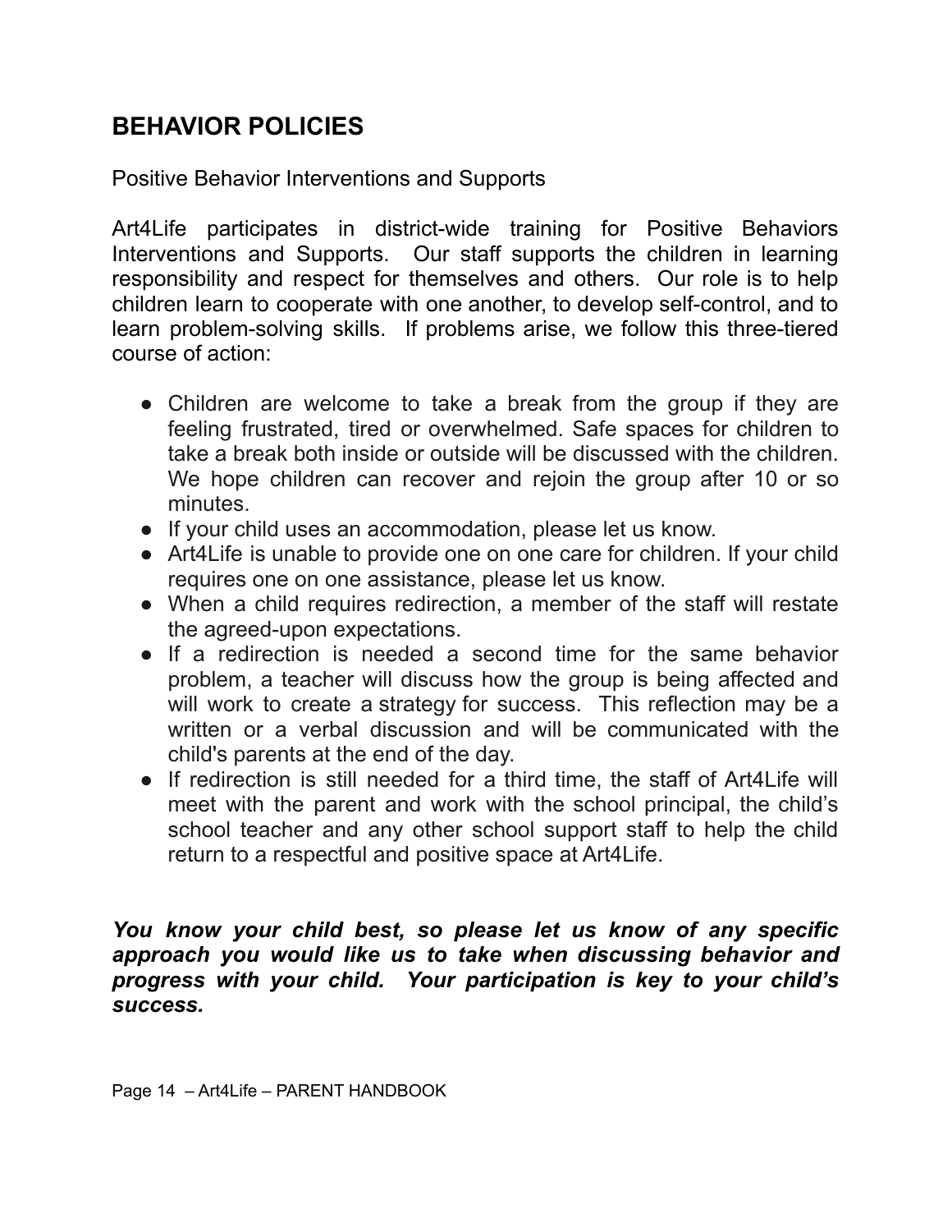## BEHAVIOR POLICIES

Positive Behavior Interventions and Supports

Art4Life participates in district-wide training for Positive Behaviors Interventions and Supports. Our staff supports the children in learning responsibility and respect for themselves and others. Our role is to help children learn to cooperate with one another, to develop self-control, and to learn problem-solving skills. If problems arise, we follow this three-tiered course of action:

- Children are welcome to take a break from the group if they are feeling frustrated, tired or overwhelmed. Safe spaces for children to take a break both inside or outside will be discussed with the children. We hope children can recover and rejoin the group after 10 or so minutes.
- If your child uses an accommodation, please let us know.
- Art4Life is unable to provide one on one care for children. If your child requires one on one assistance, please let us know.
- When a child requires redirection, a member of the staff will restate the agreed-upon expectations.
- If a redirection is needed a second time for the same behavior problem, a teacher will discuss how the group is being affected and will work to create a strategy for success. This reflection may be a written or a verbal discussion and will be communicated with the child's parents at the end of the day.
- If redirection is still needed for a third time, the staff of Art4Life will meet with the parent and work with the school principal, the child's school teacher and any other school support staff to help the child return to a respectful and positive space at Art4Life.

***You know your child best, so please let us know of any specific approach you would like us to take when discussing behavior and progress with your child. Your participation is key to your child's success.***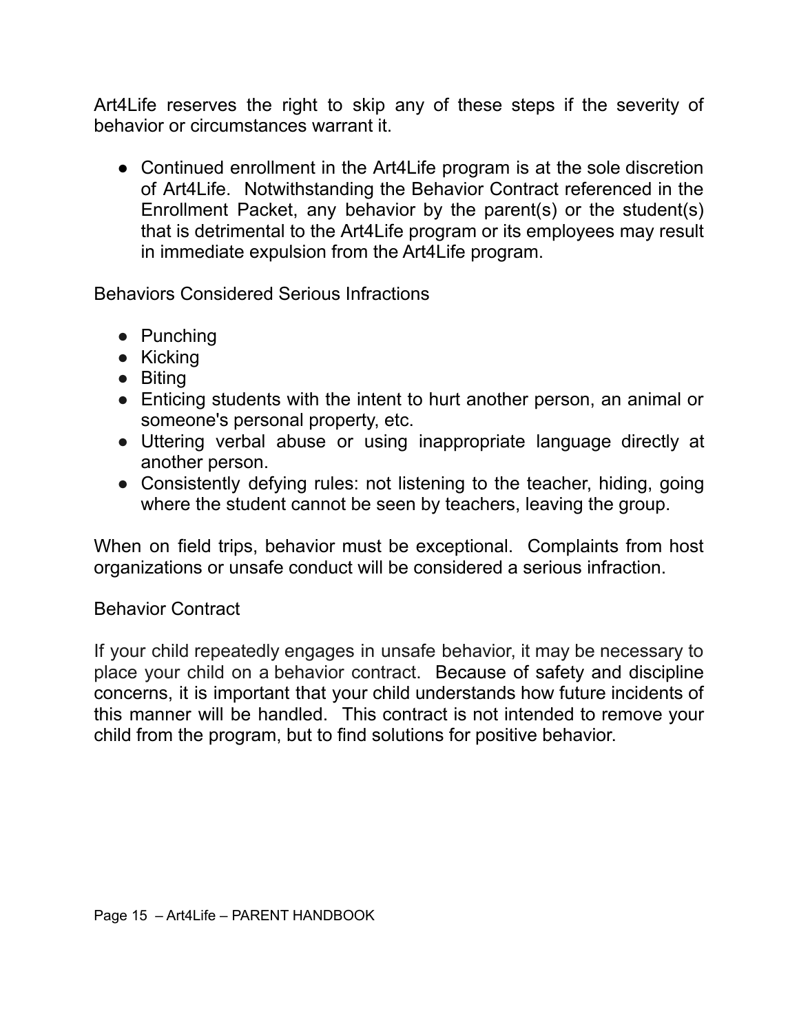Art4Life reserves the right to skip any of these steps if the severity of behavior or circumstances warrant it.

- Continued enrollment in the Art4Life program is at the sole discretion of Art4Life. Notwithstanding the Behavior Contract referenced in the Enrollment Packet, any behavior by the parent(s) or the student(s) that is detrimental to the Art4Life program or its employees may result in immediate expulsion from the Art4Life program.

## Behaviors Considered Serious Infractions

- Punching
- Kicking
- Biting
- Enticing students with the intent to hurt another person, an animal or someone's personal property, etc.
- Uttering verbal abuse or using inappropriate language directly at another person.
- Consistently defying rules: not listening to the teacher, hiding, going where the student cannot be seen by teachers, leaving the group.

When on field trips, behavior must be exceptional. Complaints from host organizations or unsafe conduct will be considered a serious infraction.

## Behavior Contract

If your child repeatedly engages in unsafe behavior, it may be necessary to place your child on a behavior contract. Because of safety and discipline concerns, it is important that your child understands how future incidents of this manner will be handled. This contract is not intended to remove your child from the program, but to find solutions for positive behavior.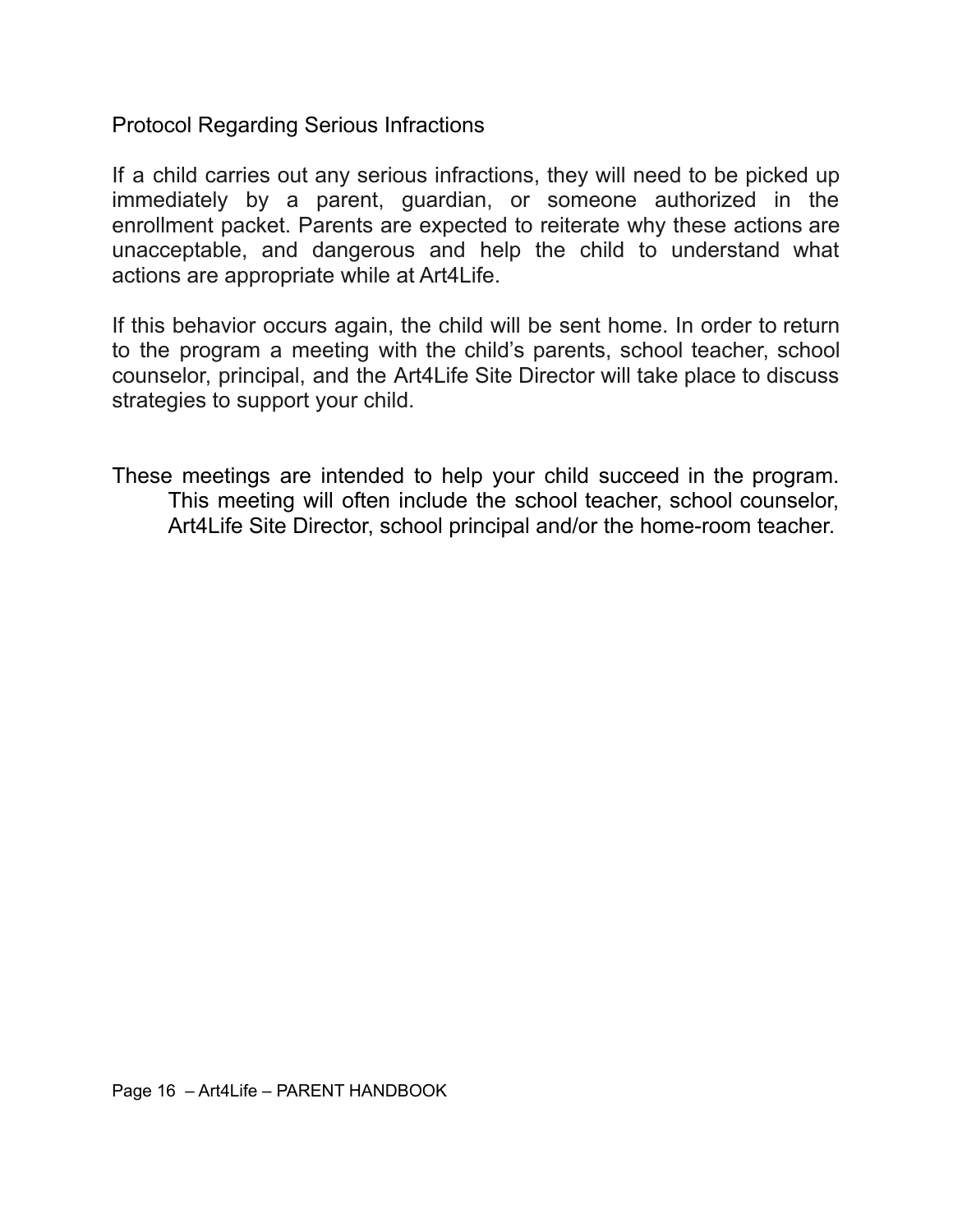## Protocol Regarding Serious Infractions

If a child carries out any serious infractions, they will need to be picked up immediately by a parent, guardian, or someone authorized in the enrollment packet. Parents are expected to reiterate why these actions are unacceptable, and dangerous and help the child to understand what actions are appropriate while at Art4Life.

If this behavior occurs again, the child will be sent home. In order to return to the program a meeting with the child's parents, school teacher, school counselor, principal, and the Art4Life Site Director will take place to discuss strategies to support your child.

These meetings are intended to help your child succeed in the program. This meeting will often include the school teacher, school counselor, Art4Life Site Director, school principal and/or the home-room teacher.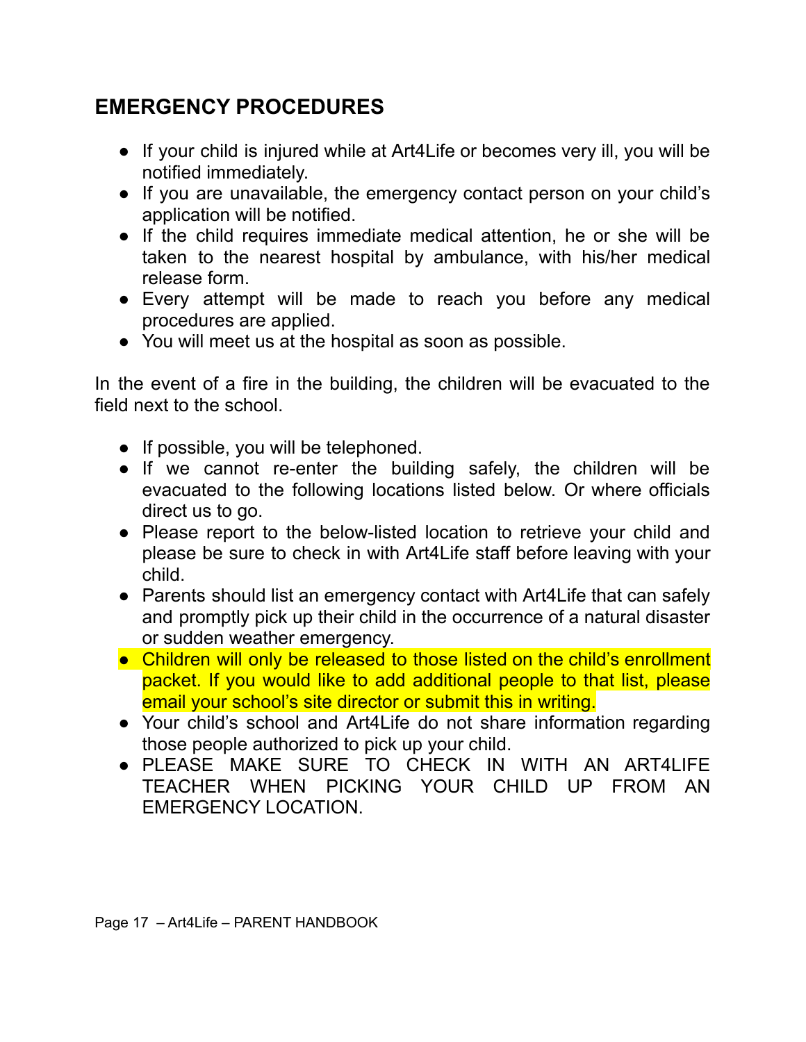## EMERGENCY PROCEDURES

- If your child is injured while at Art4Life or becomes very ill, you will be notified immediately.
- If you are unavailable, the emergency contact person on your child's application will be notified.
- If the child requires immediate medical attention, he or she will be taken to the nearest hospital by ambulance, with his/her medical release form.
- Every attempt will be made to reach you before any medical procedures are applied.
- You will meet us at the hospital as soon as possible.

In the event of a fire in the building, the children will be evacuated to the field next to the school.

- If possible, you will be telephoned.
- If we cannot re-enter the building safely, the children will be evacuated to the following locations listed below. Or where officials direct us to go.
- Please report to the below-listed location to retrieve your child and please be sure to check in with Art4Life staff before leaving with your child.
- Parents should list an emergency contact with Art4Life that can safely and promptly pick up their child in the occurrence of a natural disaster or sudden weather emergency.
- Children will only be released to those listed on the child's enrollment packet. If you would like to add additional people to that list, please email your school's site director or submit this in writing.
- Your child's school and Art4Life do not share information regarding those people authorized to pick up your child.
- PLEASE MAKE SURE TO CHECK IN WITH AN ART4LIFE TEACHER WHEN PICKING YOUR CHILD UP FROM AN EMERGENCY LOCATION.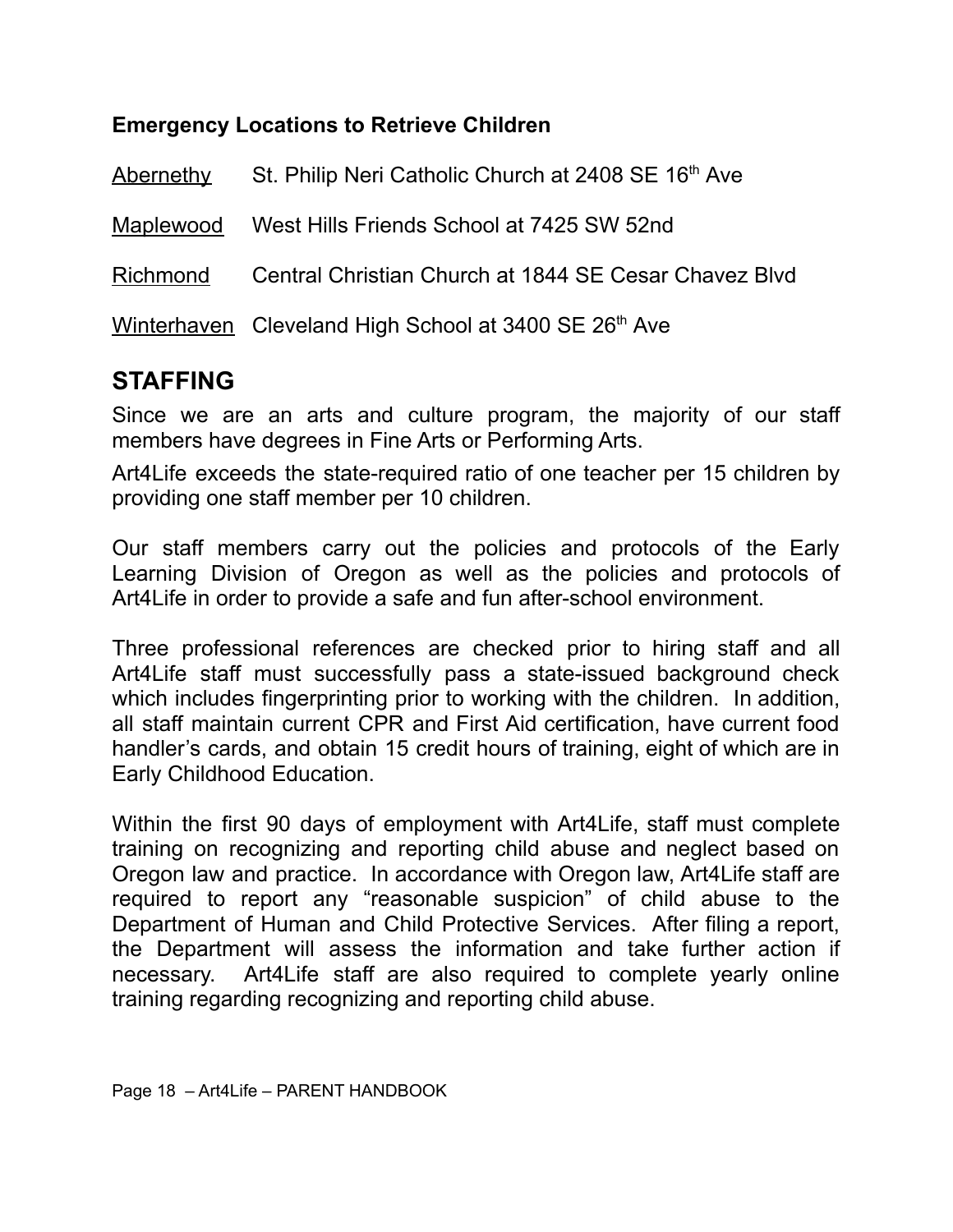**Emergency Locations to Retrieve Children**

Abernethy St. Philip Neri Catholic Church at 2408 SE 16th Ave

Maplewood West Hills Friends School at 7425 SW 52nd

Richmond Central Christian Church at 1844 SE Cesar Chavez Blvd

Winterhaven Cleveland High School at 3400 SE 26th Ave

## STAFFING

Since we are an arts and culture program, the majority of our staff members have degrees in Fine Arts or Performing Arts.

Art4Life exceeds the state-required ratio of one teacher per 15 children by providing one staff member per 10 children.

Our staff members carry out the policies and protocols of the Early Learning Division of Oregon as well as the policies and protocols of Art4Life in order to provide a safe and fun after-school environment.

Three professional references are checked prior to hiring staff and all Art4Life staff must successfully pass a state-issued background check which includes fingerprinting prior to working with the children. In addition, all staff maintain current CPR and First Aid certification, have current food handler's cards, and obtain 15 credit hours of training, eight of which are in Early Childhood Education.

Within the first 90 days of employment with Art4Life, staff must complete training on recognizing and reporting child abuse and neglect based on Oregon law and practice. In accordance with Oregon law, Art4Life staff are required to report any "reasonable suspicion" of child abuse to the Department of Human and Child Protective Services. After filing a report, the Department will assess the information and take further action if necessary. Art4Life staff are also required to complete yearly online training regarding recognizing and reporting child abuse.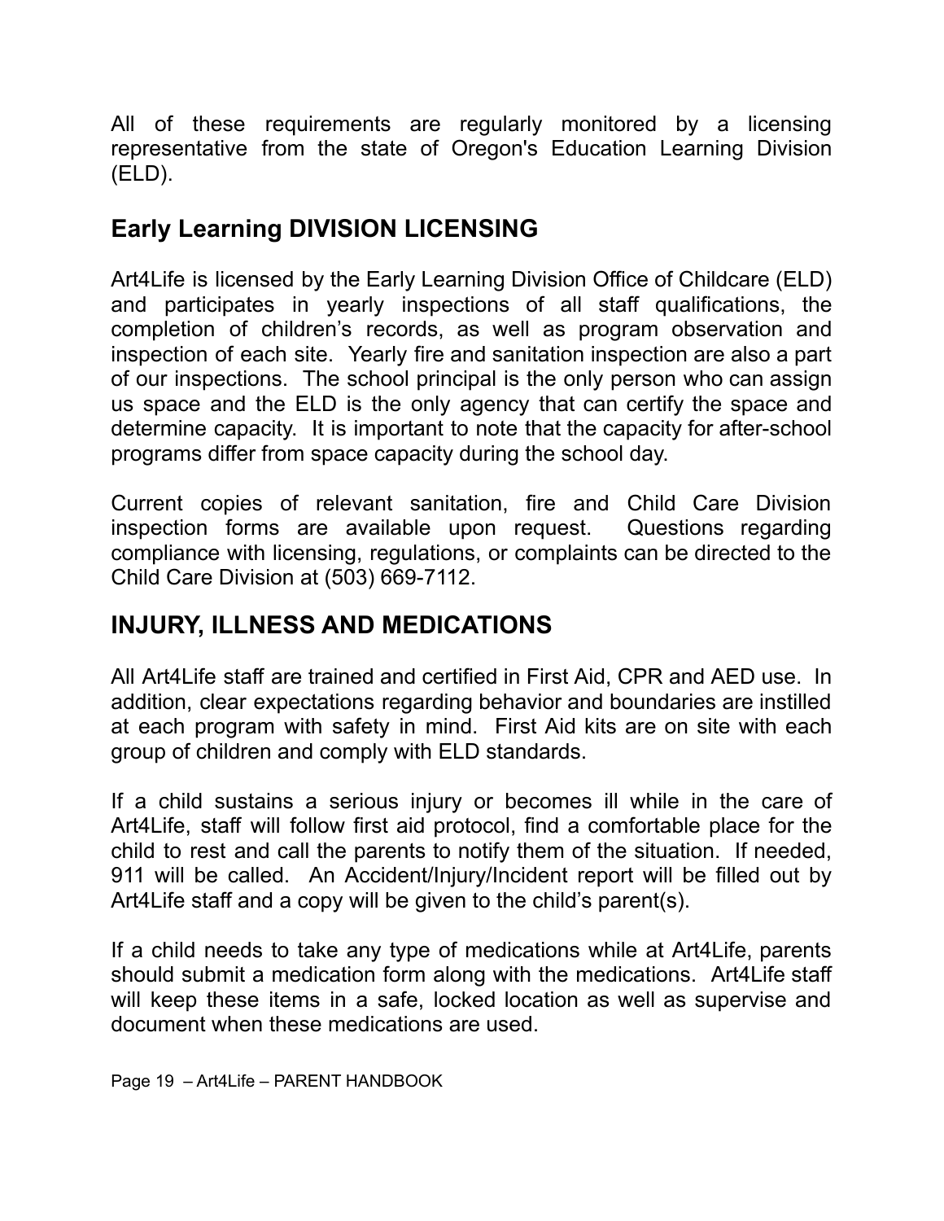All of these requirements are regularly monitored by a licensing representative from the state of Oregon's Education Learning Division (ELD).

## Early Learning DIVISION LICENSING

Art4Life is licensed by the Early Learning Division Office of Childcare (ELD) and participates in yearly inspections of all staff qualifications, the completion of children's records, as well as program observation and inspection of each site. Yearly fire and sanitation inspection are also a part of our inspections. The school principal is the only person who can assign us space and the ELD is the only agency that can certify the space and determine capacity. It is important to note that the capacity for after-school programs differ from space capacity during the school day.

Current copies of relevant sanitation, fire and Child Care Division inspection forms are available upon request. Questions regarding compliance with licensing, regulations, or complaints can be directed to the Child Care Division at (503) 669-7112.

## INJURY, ILLNESS AND MEDICATIONS

All Art4Life staff are trained and certified in First Aid, CPR and AED use. In addition, clear expectations regarding behavior and boundaries are instilled at each program with safety in mind. First Aid kits are on site with each group of children and comply with ELD standards.

If a child sustains a serious injury or becomes ill while in the care of Art4Life, staff will follow first aid protocol, find a comfortable place for the child to rest and call the parents to notify them of the situation. If needed, 911 will be called. An Accident/Injury/Incident report will be filled out by Art4Life staff and a copy will be given to the child's parent(s).

If a child needs to take any type of medications while at Art4Life, parents should submit a medication form along with the medications. Art4Life staff will keep these items in a safe, locked location as well as supervise and document when these medications are used.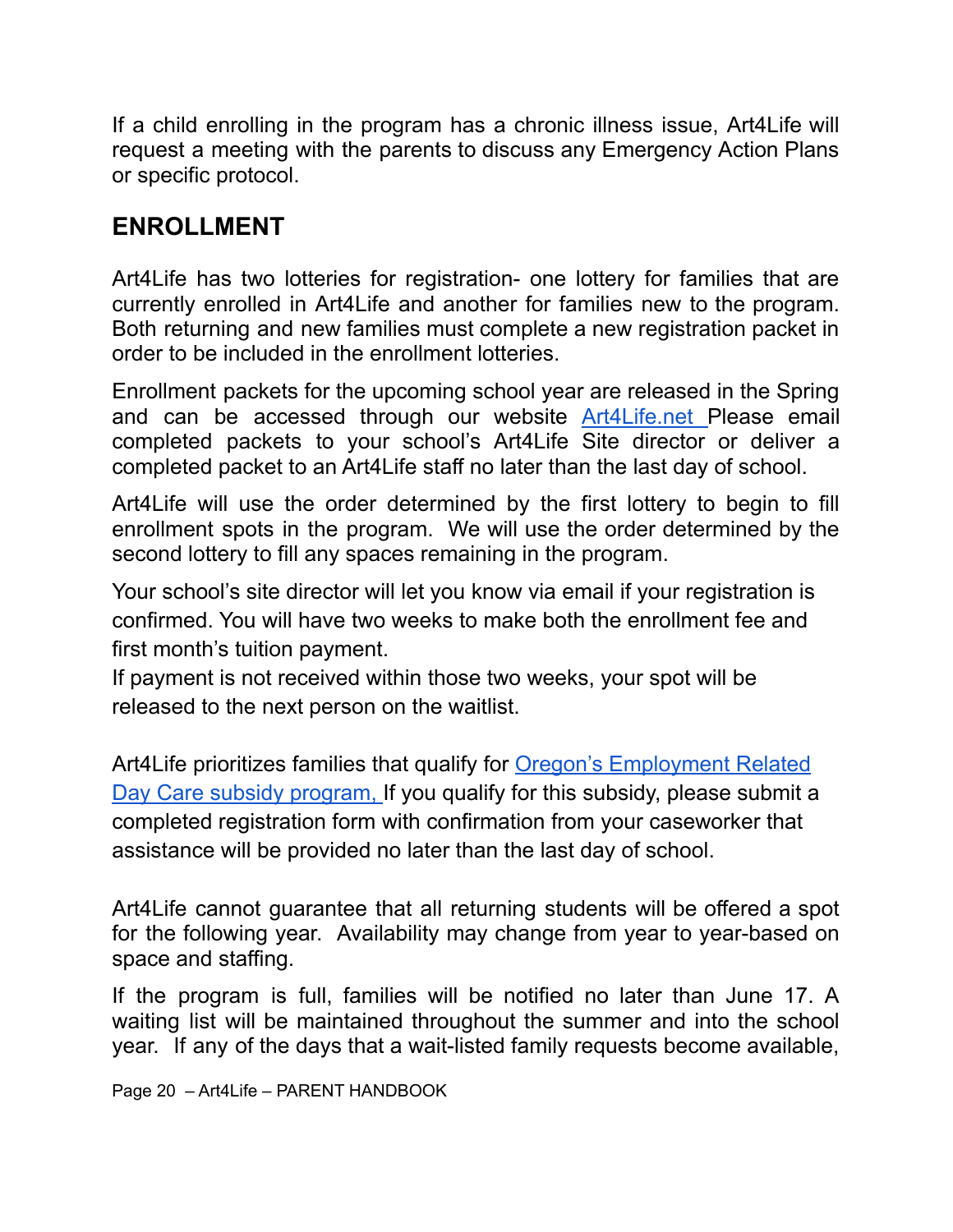If a child enrolling in the program has a chronic illness issue, Art4Life will request a meeting with the parents to discuss any Emergency Action Plans or specific protocol.

## ENROLLMENT

Art4Life has two lotteries for registration- one lottery for families that are currently enrolled in Art4Life and another for families new to the program. Both returning and new families must complete a new registration packet in order to be included in the enrollment lotteries.

Enrollment packets for the upcoming school year are released in the Spring and can be accessed through our website [Art4Life.net](Art4Life.net) Please email completed packets to your school's Art4Life Site director or deliver a completed packet to an Art4Life staff no later than the last day of school.

Art4Life will use the order determined by the first lottery to begin to fill enrollment spots in the program. We will use the order determined by the second lottery to fill any spaces remaining in the program.

Your school's site director will let you know via email if your registration is confirmed. You will have two weeks to make both the enrollment fee and first month's tuition payment.
If payment is not received within those two weeks, your spot will be released to the next person on the waitlist.

Art4Life prioritizes families that qualify for Oregon's Employment Related Day Care subsidy program, If you qualify for this subsidy, please submit a completed registration form with confirmation from your caseworker that assistance will be provided no later than the last day of school.

Art4Life cannot guarantee that all returning students will be offered a spot for the following year. Availability may change from year to year-based on space and staffing.

If the program is full, families will be notified no later than June 17. A waiting list will be maintained throughout the summer and into the school year. If any of the days that a wait-listed family requests become available,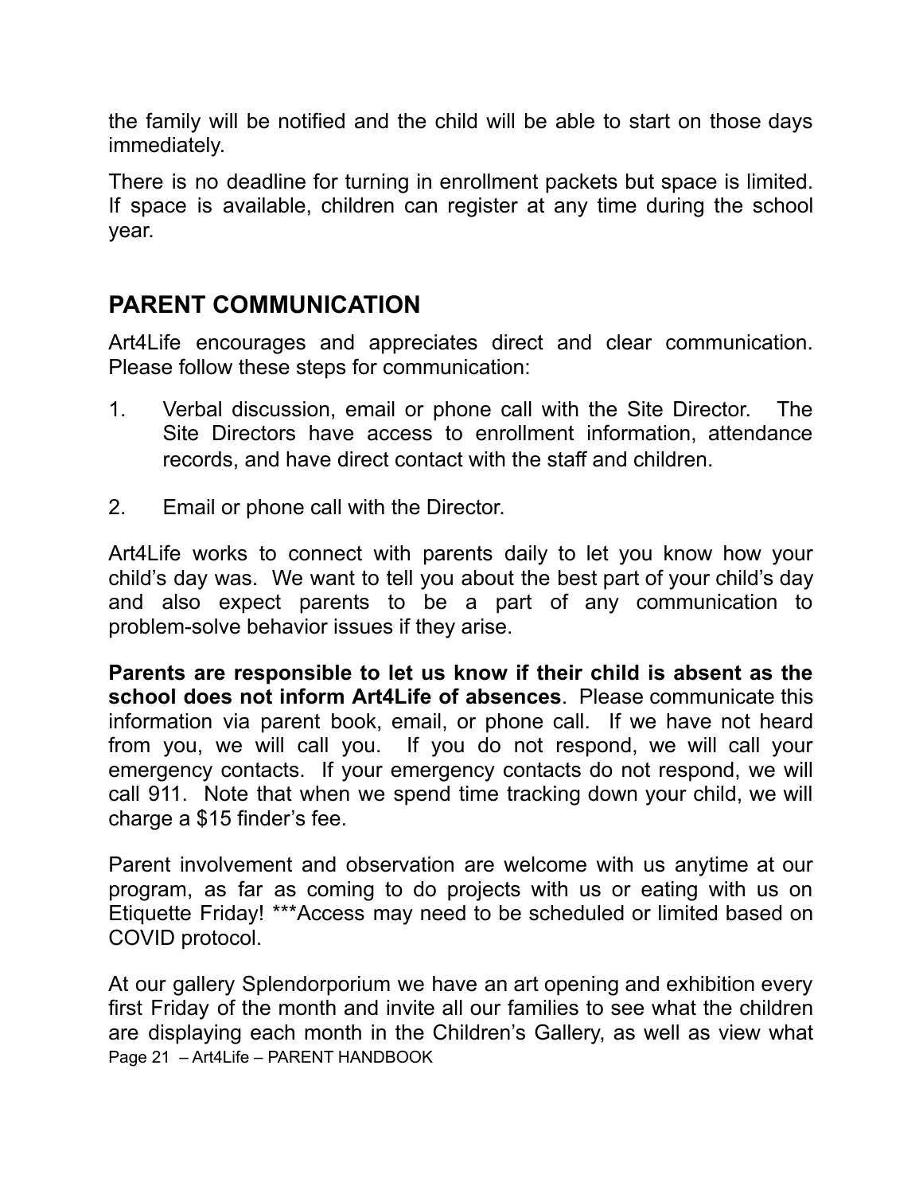the family will be notified and the child will be able to start on those days immediately.

There is no deadline for turning in enrollment packets but space is limited. If space is available, children can register at any time during the school year.

## PARENT COMMUNICATION

Art4Life encourages and appreciates direct and clear communication. Please follow these steps for communication:

1. Verbal discussion, email or phone call with the Site Director. The Site Directors have access to enrollment information, attendance records, and have direct contact with the staff and children.

2. Email or phone call with the Director.

Art4Life works to connect with parents daily to let you know how your child's day was. We want to tell you about the best part of your child's day and also expect parents to be a part of any communication to problem-solve behavior issues if they arise.

**Parents are responsible to let us know if their child is absent as the school does not inform Art4Life of absences**. Please communicate this information via parent book, email, or phone call. If we have not heard from you, we will call you. If you do not respond, we will call your emergency contacts. If your emergency contacts do not respond, we will call 911. Note that when we spend time tracking down your child, we will charge a $15 finder's fee.

Parent involvement and observation are welcome with us anytime at our program, as far as coming to do projects with us or eating with us on Etiquette Friday! ***Access may need to be scheduled or limited based on COVID protocol.

At our gallery Splendorporium we have an art opening and exhibition every first Friday of the month and invite all our families to see what the children are displaying each month in the Children's Gallery, as well as view what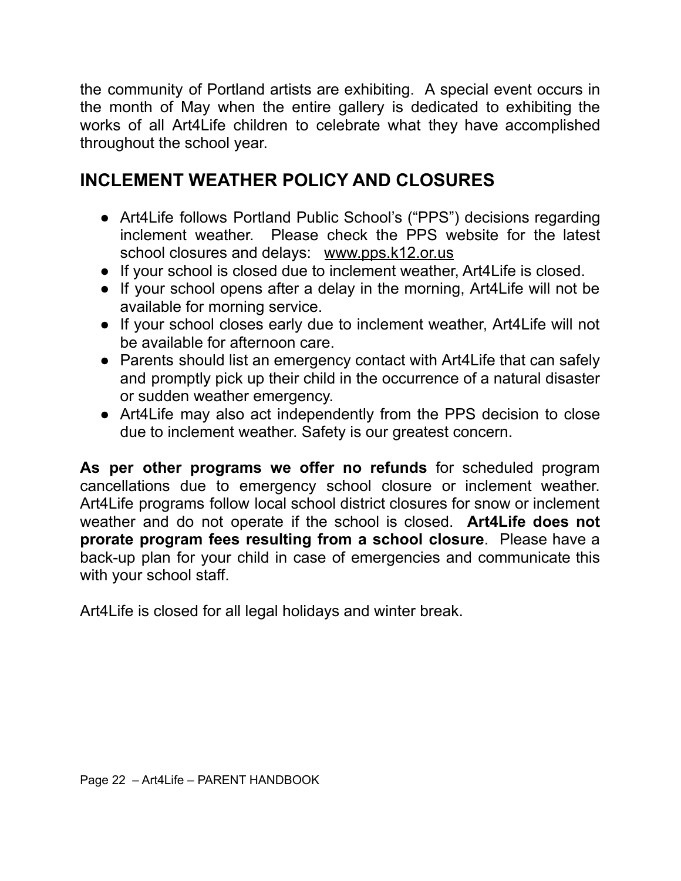the community of Portland artists are exhibiting. A special event occurs in the month of May when the entire gallery is dedicated to exhibiting the works of all Art4Life children to celebrate what they have accomplished throughout the school year.

## INCLEMENT WEATHER POLICY AND CLOSURES

- Art4Life follows Portland Public School's ("PPS") decisions regarding inclement weather. Please check the PPS website for the latest school closures and delays: www.pps.k12.or.us
- If your school is closed due to inclement weather, Art4Life is closed.
- If your school opens after a delay in the morning, Art4Life will not be available for morning service.
- If your school closes early due to inclement weather, Art4Life will not be available for afternoon care.
- Parents should list an emergency contact with Art4Life that can safely and promptly pick up their child in the occurrence of a natural disaster or sudden weather emergency.
- Art4Life may also act independently from the PPS decision to close due to inclement weather. Safety is our greatest concern.

**As per other programs we offer no refunds** for scheduled program cancellations due to emergency school closure or inclement weather. Art4Life programs follow local school district closures for snow or inclement weather and do not operate if the school is closed. **Art4Life does not prorate program fees resulting from a school closure**. Please have a back-up plan for your child in case of emergencies and communicate this with your school staff.

Art4Life is closed for all legal holidays and winter break.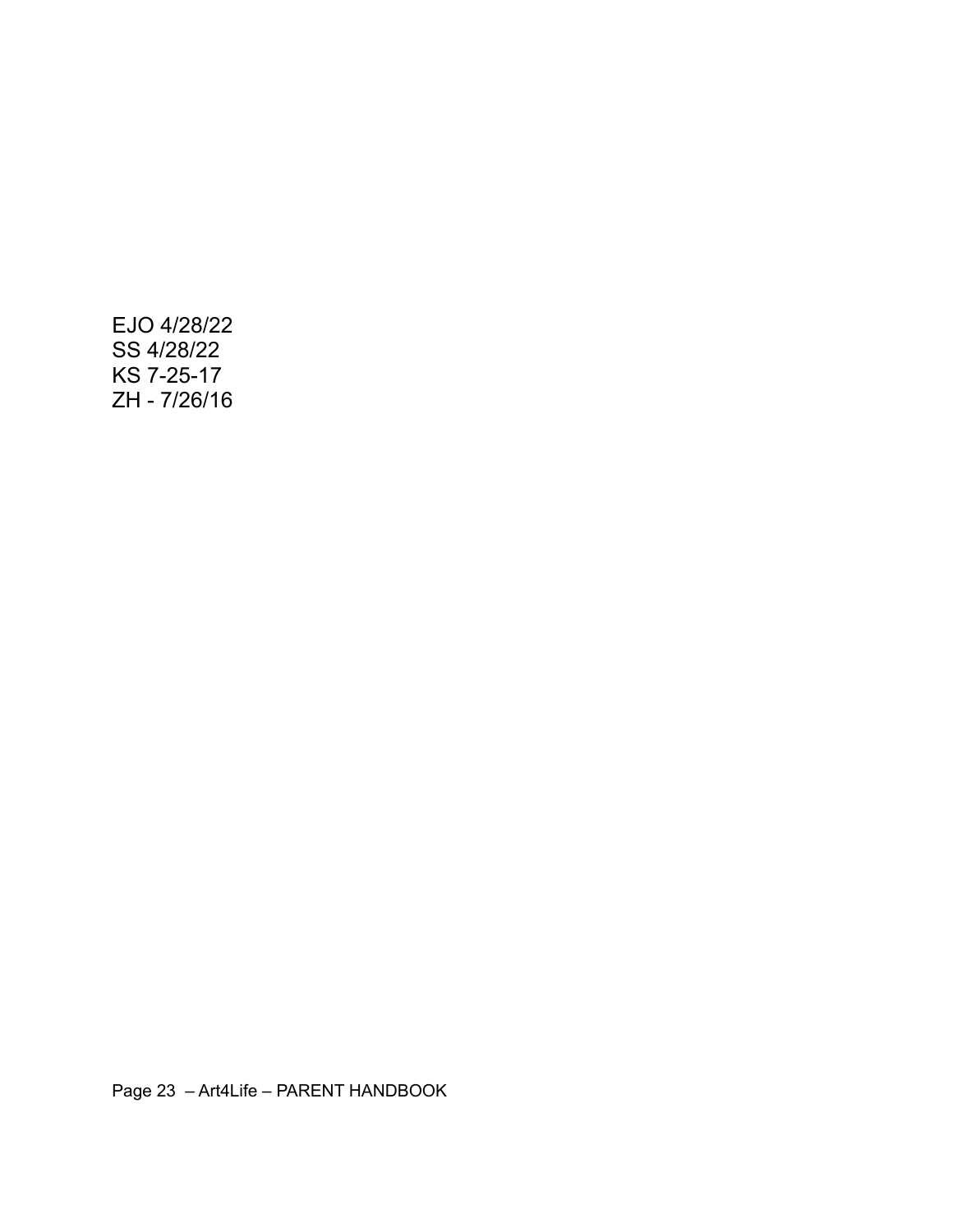EJO 4/28/22
SS 4/28/22
KS 7-25-17
ZH - 7/26/16